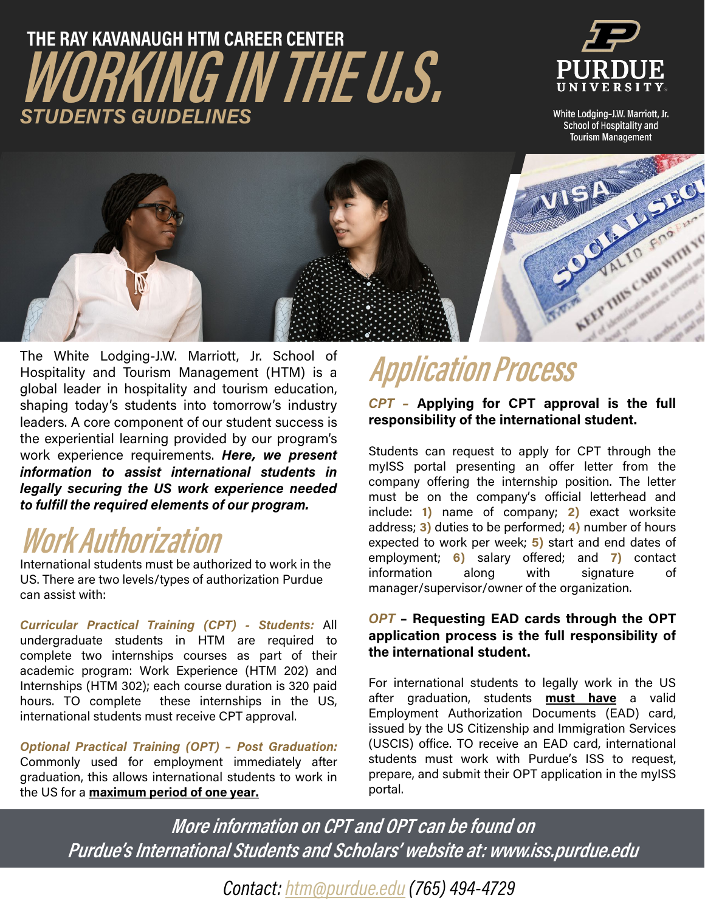THE RAY KAVANAUGH HTM CAREER CENTER

# WORKING IN THE U.S.

## STUDENTS GUIDELINES

PURDUE UNIVERSITY

White Lodging-J.W. Marriott, Jr. School of Hospitality and Tourism Management

The White Lodging-J.W. Marriott, Jr. School of Hospitality and Tourism Management (HTM) is a global leader in hospitality and tourism education, shaping today's students into tomorrow's industry leaders. A core component of our student success is the experiential learning provided by our program's work experience requirements. ***Here, we present information to assist international students in legally securing the US work experience needed to fulfill the required elements of our program.***

## Work Authorization

International students must be authorized to work in the US. There are two levels/types of authorization Purdue can assist with:

***Curricular Practical Training (CPT) - Students:*** All undergraduate students in HTM are required to complete two internships courses as part of their academic program: Work Experience (HTM 202) and Internships (HTM 302); each course duration is 320 paid hours. TO complete these internships in the US, international students must receive CPT approval.

***Optional Practical Training (OPT) – Post Graduation:*** Commonly used for employment immediately after graduation, this allows international students to work in the US for a **maximum period of one year.**

## Application Process

***CPT*** – **Applying for CPT approval is the full responsibility of the international student.**

Students can request to apply for CPT through the myISS portal presenting an offer letter from the company offering the internship position. The letter must be on the company's official letterhead and include: **1)** name of company; **2)** exact worksite address; **3)** duties to be performed; **4)** number of hours expected to work per week; **5)** start and end dates of employment; **6)** salary offered; and **7)** contact information along with signature of manager/supervisor/owner of the organization.

***OPT*** – **Requesting EAD cards through the OPT application process is the full responsibility of the international student.**

For international students to legally work in the US after graduation, students **must have** a valid Employment Authorization Documents (EAD) card, issued by the US Citizenship and Immigration Services (USCIS) office. TO receive an EAD card, international students must work with Purdue's ISS to request, prepare, and submit their OPT application in the myISS portal.

***More information on CPT and OPT can be found on Purdue's International Students and Scholars' website at: www.iss.purdue.edu***

*Contact: htm@purdue.edu (765) 494-4729*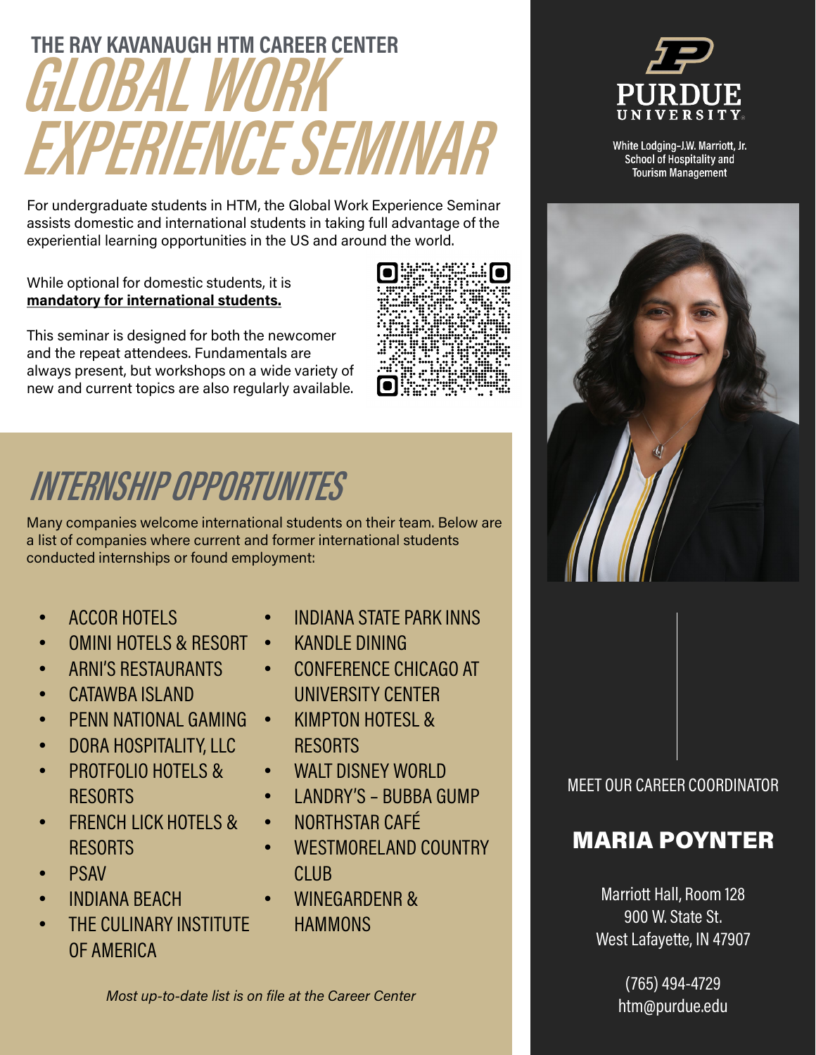## THE RAY KAVANAUGH HTM CAREER CENTER

# GLOBAL WORK EXPERIENCE SEMINAR

For undergraduate students in HTM, the Global Work Experience Seminar assists domestic and international students in taking full advantage of the experiential learning opportunities in the US and around the world.

While optional for domestic students, it is **mandatory for international students.**

This seminar is designed for both the newcomer and the repeat attendees. Fundamentals are always present, but workshops on a wide variety of new and current topics are also regularly available.

## INTERNSHIP OPPORTUNITES

Many companies welcome international students on their team. Below are a list of companies where current and former international students conducted internships or found employment:

- ACCOR HOTELS
- OMINI HOTELS & RESORT
- ARNI'S RESTAURANTS
- CATAWBA ISLAND
- PENN NATIONAL GAMING
- DORA HOSPITALITY, LLC
- PROTFOLIO HOTELS & RESORTS
- FRENCH LICK HOTELS & RESORTS
- PSAV
- INDIANA BEACH
- THE CULINARY INSTITUTE OF AMERICA
- INDIANA STATE PARK INNS
- KANDLE DINING
- CONFERENCE CHICAGO AT UNIVERSITY CENTER
- KIMPTON HOTESL & RESORTS
- WALT DISNEY WORLD
- LANDRY'S – BUBBA GUMP
- NORTHSTAR CAFÉ
- WESTMORELAND COUNTRY CLUB
- WINEGARDENR & HAMMONS

*Most up-to-date list is on file at the Career Center*

PURDUE UNIVERSITY

White Lodging-J.W. Marriott, Jr. School of Hospitality and Tourism Management

MEET OUR CAREER COORDINATOR

## MARIA POYNTER

Marriott Hall, Room 128
900 W. State St.
West Lafayette, IN 47907

(765) 494-4729
htm@purdue.edu